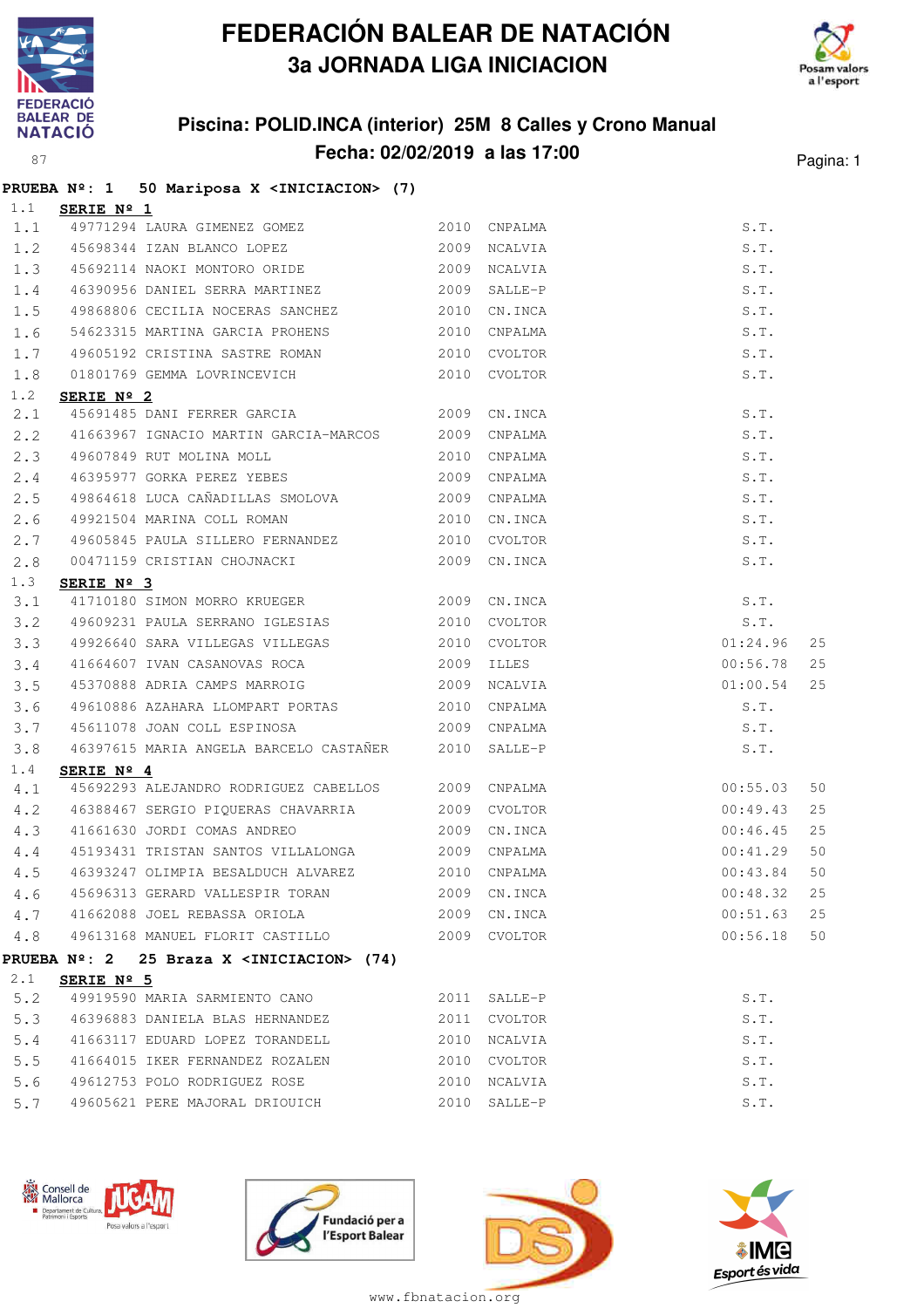# FEDERACIÓN BALEAR DE NATACIÓN
## 3a JORNADA LIGA INICIACION

### Piscina: POLID.INCA (interior) 25M 8 Calles y Crono Manual
### Fecha: 02/02/2019 a las 17:00

87

**PRUEBA Nº: 1 50 Mariposa X <INICIACION> (7)**

1.1 **SERIE Nº 1**

| | | | | | | |
|---|---|---|---|---|---|---|
| 1.1 | 49771294 | LAURA GIMENEZ GOMEZ | 2010 | CNPALMA | S.T. | |
| 1.2 | 45698344 | IZAN BLANCO LOPEZ | 2009 | NCALVIA | S.T. | |
| 1.3 | 45692114 | NAOKI MONTORO ORIDE | 2009 | NCALVIA | S.T. | |
| 1.4 | 46390956 | DANIEL SERRA MARTINEZ | 2009 | SALLE-P | S.T. | |
| 1.5 | 49868806 | CECILIA NOCERAS SANCHEZ | 2010 | CN.INCA | S.T. | |
| 1.6 | 54623315 | MARTINA GARCIA PROHENS | 2010 | CNPALMA | S.T. | |
| 1.7 | 49605192 | CRISTINA SASTRE ROMAN | 2010 | CVOLTOR | S.T. | |
| 1.8 | 01801769 | GEMMA LOVRINCEVICH | 2010 | CVOLTOR | S.T. | |

1.2 **SERIE Nº 2**

| | | | | | | |
|---|---|---|---|---|---|---|
| 2.1 | 45691485 | DANI FERRER GARCIA | 2009 | CN.INCA | S.T. | |
| 2.2 | 41663967 | IGNACIO MARTIN GARCIA-MARCOS | 2009 | CNPALMA | S.T. | |
| 2.3 | 49607849 | RUT MOLINA MOLL | 2010 | CNPALMA | S.T. | |
| 2.4 | 46395977 | GORKA PEREZ YEBES | 2009 | CNPALMA | S.T. | |
| 2.5 | 49864618 | LUCA CAÑADILLAS SMOLOVA | 2009 | CNPALMA | S.T. | |
| 2.6 | 49921504 | MARINA COLL ROMAN | 2010 | CN.INCA | S.T. | |
| 2.7 | 49605845 | PAULA SILLERO FERNANDEZ | 2010 | CVOLTOR | S.T. | |
| 2.8 | 00471159 | CRISTIAN CHOJNACKI | 2009 | CN.INCA | S.T. | |

1.3 **SERIE Nº 3**

| | | | | | | |
|---|---|---|---|---|---|---|
| 3.1 | 41710180 | SIMON MORRO KRUEGER | 2009 | CN.INCA | S.T. | |
| 3.2 | 49609231 | PAULA SERRANO IGLESIAS | 2010 | CVOLTOR | S.T. | |
| 3.3 | 49926640 | SARA VILLEGAS VILLEGAS | 2010 | CVOLTOR | 01:24.96 | 25 |
| 3.4 | 41664607 | IVAN CASANOVAS ROCA | 2009 | ILLES | 00:56.78 | 25 |
| 3.5 | 45370888 | ADRIA CAMPS MARROIG | 2009 | NCALVIA | 01:00.54 | 25 |
| 3.6 | 49610886 | AZAHARA LLOMPART PORTAS | 2010 | CNPALMA | S.T. | |
| 3.7 | 45611078 | JOAN COLL ESPINOSA | 2009 | CNPALMA | S.T. | |
| 3.8 | 46397615 | MARIA ANGELA BARCELO CASTAÑER | 2010 | SALLE-P | S.T. | |

1.4 **SERIE Nº 4**

| | | | | | | |
|---|---|---|---|---|---|---|
| 4.1 | 45692293 | ALEJANDRO RODRIGUEZ CABELLOS | 2009 | CNPALMA | 00:55.03 | 50 |
| 4.2 | 46388467 | SERGIO PIQUERAS CHAVARRIA | 2009 | CVOLTOR | 00:49.43 | 25 |
| 4.3 | 41661630 | JORDI COMAS ANDREO | 2009 | CN.INCA | 00:46.45 | 25 |
| 4.4 | 45193431 | TRISTAN SANTOS VILLALONGA | 2009 | CNPALMA | 00:41.29 | 50 |
| 4.5 | 46393247 | OLIMPIA BESALDUCH ALVAREZ | 2010 | CNPALMA | 00:43.84 | 50 |
| 4.6 | 45696313 | GERARD VALLESPIR TORAN | 2009 | CN.INCA | 00:48.32 | 25 |
| 4.7 | 41662088 | JOEL REBASSA ORIOLA | 2009 | CN.INCA | 00:51.63 | 25 |
| 4.8 | 49613168 | MANUEL FLORIT CASTILLO | 2009 | CVOLTOR | 00:56.18 | 50 |

**PRUEBA Nº: 2 25 Braza X <INICIACION> (74)**

2.1 **SERIE Nº 5**

| | | | | | | |
|---|---|---|---|---|---|---|
| 5.2 | 49919590 | MARIA SARMIENTO CANO | 2011 | SALLE-P | S.T. | |
| 5.3 | 46396883 | DANIELA BLAS HERNANDEZ | 2011 | CVOLTOR | S.T. | |
| 5.4 | 41663117 | EDUARD LOPEZ TORANDELL | 2010 | NCALVIA | S.T. | |
| 5.5 | 41664015 | IKER FERNANDEZ ROZALEN | 2010 | CVOLTOR | S.T. | |
| 5.6 | 49612753 | POLO RODRIGUEZ ROSE | 2010 | NCALVIA | S.T. | |
| 5.7 | 49605621 | PERE MAJORAL DRIOUICH | 2010 | SALLE-P | S.T. | |

www.fbnatacion.org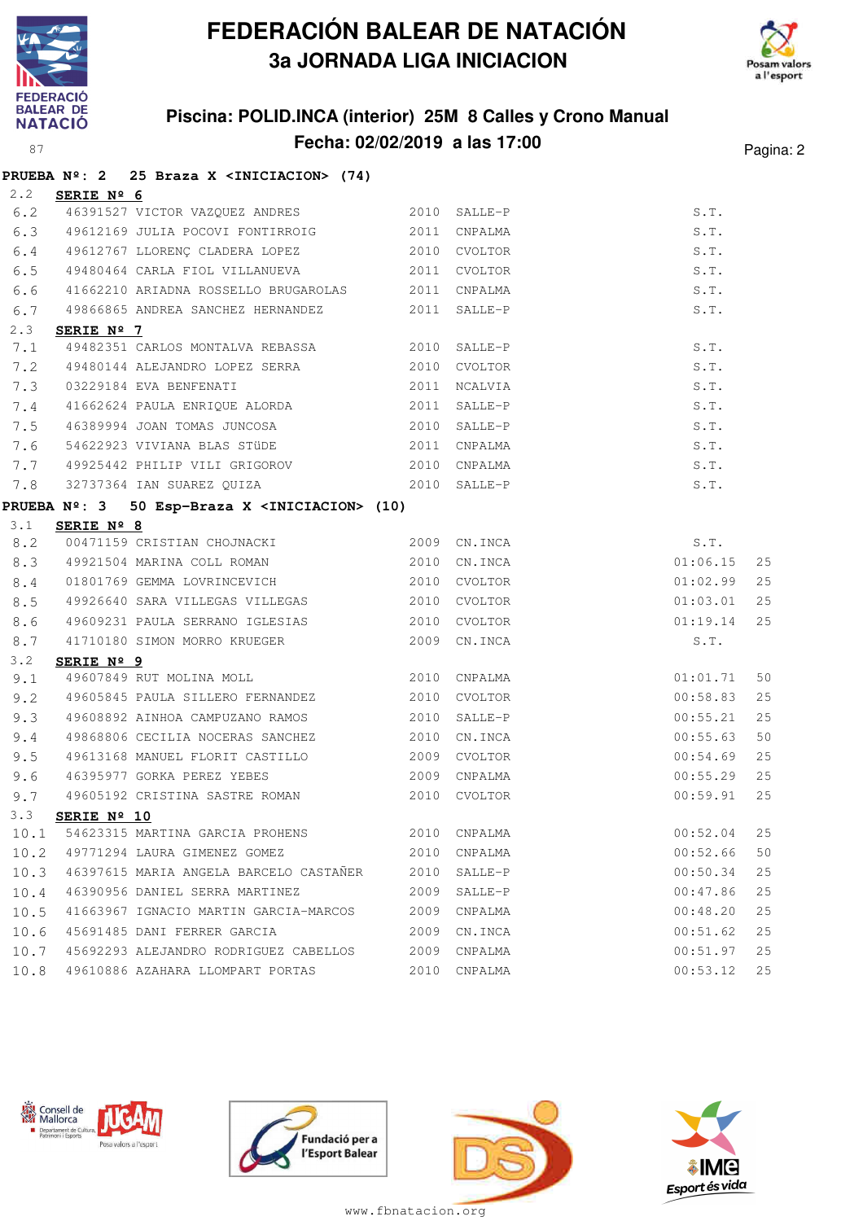# FEDERACIÓN BALEAR DE NATACIÓN
## 3a JORNADA LIGA INICIACION

### Piscina: POLID.INCA (interior) 25M 8 Calles y Crono Manual
### Fecha: 02/02/2019 a las 17:00

**PRUEBA Nº: 2 25 Braza X <INICIACION> (74)**

2.2 **SERIE Nº 6**

| | | | | | |
|---|---|---|---|---|---|
| 6.2 | 46391527 VICTOR VAZQUEZ ANDRES | 2010 | SALLE-P | S.T. | |
| 6.3 | 49612169 JULIA POCOVI FONTIRROIG | 2011 | CNPALMA | S.T. | |
| 6.4 | 49612767 LLORENÇ CLADERA LOPEZ | 2010 | CVOLTOR | S.T. | |
| 6.5 | 49480464 CARLA FIOL VILLANUEVA | 2011 | CVOLTOR | S.T. | |
| 6.6 | 41662210 ARIADNA ROSSELLO BRUGAROLAS | 2011 | CNPALMA | S.T. | |
| 6.7 | 49866865 ANDREA SANCHEZ HERNANDEZ | 2011 | SALLE-P | S.T. | |

2.3 **SERIE Nº 7**

| | | | | | |
|---|---|---|---|---|---|
| 7.1 | 49482351 CARLOS MONTALVA REBASSA | 2010 | SALLE-P | S.T. | |
| 7.2 | 49480144 ALEJANDRO LOPEZ SERRA | 2010 | CVOLTOR | S.T. | |
| 7.3 | 03229184 EVA BENFENATI | 2011 | NCALVIA | S.T. | |
| 7.4 | 41662624 PAULA ENRIQUE ALORDA | 2011 | SALLE-P | S.T. | |
| 7.5 | 46389994 JOAN TOMAS JUNCOSA | 2010 | SALLE-P | S.T. | |
| 7.6 | 54622923 VIVIANA BLAS STüDE | 2011 | CNPALMA | S.T. | |
| 7.7 | 49925442 PHILIP VILI GRIGOROV | 2010 | CNPALMA | S.T. | |
| 7.8 | 32737364 IAN SUAREZ QUIZA | 2010 | SALLE-P | S.T. | |

**PRUEBA Nº: 3 50 Esp-Braza X <INICIACION> (10)**

3.1 **SERIE Nº 8**

| | | | | | |
|---|---|---|---|---|---|
| 8.2 | 00471159 CRISTIAN CHOJNACKI | 2009 | CN.INCA | S.T. | |
| 8.3 | 49921504 MARINA COLL ROMAN | 2010 | CN.INCA | 01:06.15 | 25 |
| 8.4 | 01801769 GEMMA LOVRINCEVICH | 2010 | CVOLTOR | 01:02.99 | 25 |
| 8.5 | 49926640 SARA VILLEGAS VILLEGAS | 2010 | CVOLTOR | 01:03.01 | 25 |
| 8.6 | 49609231 PAULA SERRANO IGLESIAS | 2010 | CVOLTOR | 01:19.14 | 25 |
| 8.7 | 41710180 SIMON MORRO KRUEGER | 2009 | CN.INCA | S.T. | |

3.2 **SERIE Nº 9**

| | | | | | |
|---|---|---|---|---|---|
| 9.1 | 49607849 RUT MOLINA MOLL | 2010 | CNPALMA | 01:01.71 | 50 |
| 9.2 | 49605845 PAULA SILLERO FERNANDEZ | 2010 | CVOLTOR | 00:58.83 | 25 |
| 9.3 | 49608892 AINHOA CAMPUZANO RAMOS | 2010 | SALLE-P | 00:55.21 | 25 |
| 9.4 | 49868806 CECILIA NOCERAS SANCHEZ | 2010 | CN.INCA | 00:55.63 | 50 |
| 9.5 | 49613168 MANUEL FLORIT CASTILLO | 2009 | CVOLTOR | 00:54.69 | 25 |
| 9.6 | 46395977 GORKA PEREZ YEBES | 2009 | CNPALMA | 00:55.29 | 25 |
| 9.7 | 49605192 CRISTINA SASTRE ROMAN | 2010 | CVOLTOR | 00:59.91 | 25 |

3.3 **SERIE Nº 10**

| | | | | | |
|---|---|---|---|---|---|
| 10.1 | 54623315 MARTINA GARCIA PROHENS | 2010 | CNPALMA | 00:52.04 | 25 |
| 10.2 | 49771294 LAURA GIMENEZ GOMEZ | 2010 | CNPALMA | 00:52.66 | 50 |
| 10.3 | 46397615 MARIA ANGELA BARCELO CASTAÑER | 2010 | SALLE-P | 00:50.34 | 25 |
| 10.4 | 46390956 DANIEL SERRA MARTINEZ | 2009 | SALLE-P | 00:47.86 | 25 |
| 10.5 | 41663967 IGNACIO MARTIN GARCIA-MARCOS | 2009 | CNPALMA | 00:48.20 | 25 |
| 10.6 | 45691485 DANI FERRER GARCIA | 2009 | CN.INCA | 00:51.62 | 25 |
| 10.7 | 45692293 ALEJANDRO RODRIGUEZ CABELLOS | 2009 | CNPALMA | 00:51.97 | 25 |
| 10.8 | 49610886 AZAHARA LLOMPART PORTAS | 2010 | CNPALMA | 00:53.12 | 25 |

www.fbnatacion.org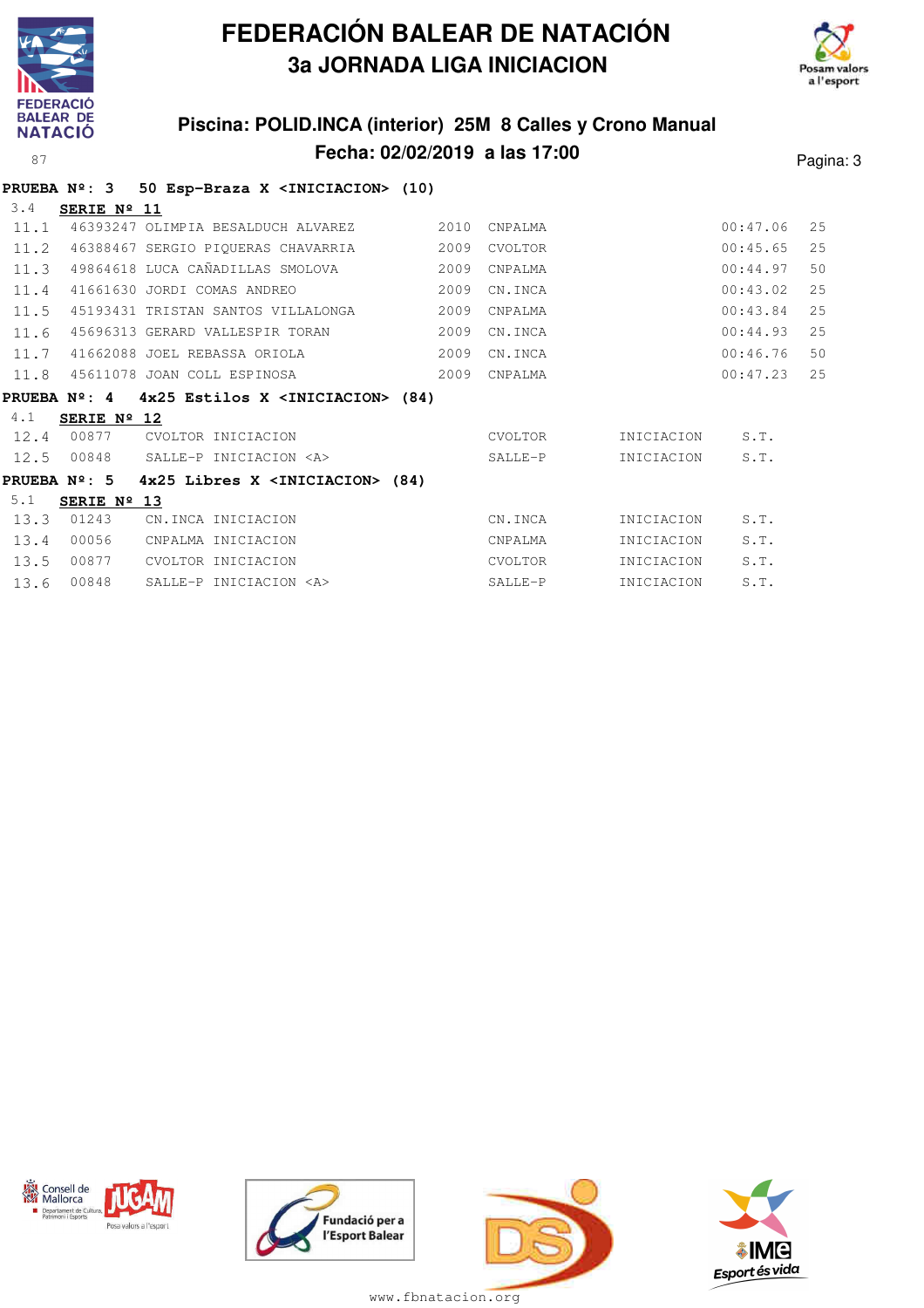# FEDERACIÓN BALEAR DE NATACIÓN
## 3a JORNADA LIGA INICIACION

### Piscina: POLID.INCA (interior) 25M 8 Calles y Crono Manual
### Fecha: 02/02/2019 a las 17:00

**PRUEBA Nº: 3 50 Esp-Braza X <INICIACION> (10)**

3.4 **SERIE Nº 11**

| | | | | | | |
|---|---|---|---|---|---|---|
| 11.1 | 46393247 | OLIMPIA BESALDUCH ALVAREZ | 2010 | CNPALMA | 00:47.06 | 25 |
| 11.2 | 46388467 | SERGIO PIQUERAS CHAVARRIA | 2009 | CVOLTOR | 00:45.65 | 25 |
| 11.3 | 49864618 | LUCA CAÑADILLAS SMOLOVA | 2009 | CNPALMA | 00:44.97 | 50 |
| 11.4 | 41661630 | JORDI COMAS ANDREO | 2009 | CN.INCA | 00:43.02 | 25 |
| 11.5 | 45193431 | TRISTAN SANTOS VILLALONGA | 2009 | CNPALMA | 00:43.84 | 25 |
| 11.6 | 45696313 | GERARD VALLESPIR TORAN | 2009 | CN.INCA | 00:44.93 | 25 |
| 11.7 | 41662088 | JOEL REBASSA ORIOLA | 2009 | CN.INCA | 00:46.76 | 50 |
| 11.8 | 45611078 | JOAN COLL ESPINOSA | 2009 | CNPALMA | 00:47.23 | 25 |

**PRUEBA Nº: 4 4x25 Estilos X <INICIACION> (84)**

4.1 **SERIE Nº 12**

| | | | | | |
|---|---|---|---|---|---|
| 12.4 | 00877 | CVOLTOR INICIACION | CVOLTOR | INICIACION | S.T. |
| 12.5 | 00848 | SALLE-P INICIACION <A> | SALLE-P | INICIACION | S.T. |

**PRUEBA Nº: 5 4x25 Libres X <INICIACION> (84)**

5.1 **SERIE Nº 13**

| | | | | | |
|---|---|---|---|---|---|
| 13.3 | 01243 | CN.INCA INICIACION | CN.INCA | INICIACION | S.T. |
| 13.4 | 00056 | CNPALMA INICIACION | CNPALMA | INICIACION | S.T. |
| 13.5 | 00877 | CVOLTOR INICIACION | CVOLTOR | INICIACION | S.T. |
| 13.6 | 00848 | SALLE-P INICIACION <A> | SALLE-P | INICIACION | S.T. |

www.fbnatacion.org